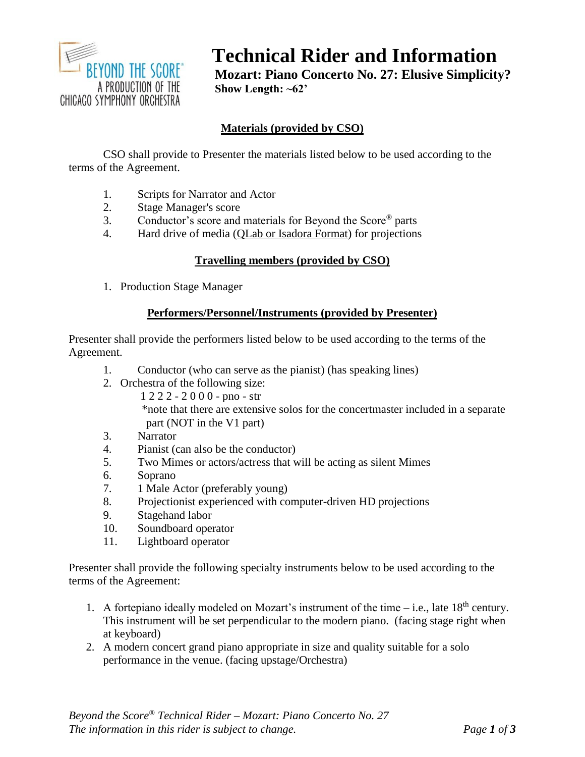# Technical Rider and Information

**Mozart: Piano Concerto No. 27: Elusive Simplicity?**
**Show Length: ~62'**

## Materials (provided by CSO)

CSO shall provide to Presenter the materials listed below to be used according to the terms of the Agreement.

1. Scripts for Narrator and Actor
2. Stage Manager's score
3. Conductor's score and materials for Beyond the Score® parts
4. Hard drive of media (QLab or Isadora Format) for projections

## Travelling members (provided by CSO)

1. Production Stage Manager

## Performers/Personnel/Instruments (provided by Presenter)

Presenter shall provide the performers listed below to be used according to the terms of the Agreement.

1. Conductor (who can serve as the pianist) (has speaking lines)
2. Orchestra of the following size:
   1 2 2 2 - 2 0 0 0 - pno - str
   *note that there are extensive solos for the concertmaster included in a separate part (NOT in the V1 part)
3. Narrator
4. Pianist (can also be the conductor)
5. Two Mimes or actors/actress that will be acting as silent Mimes
6. Soprano
7. 1 Male Actor (preferably young)
8. Projectionist experienced with computer-driven HD projections
9. Stagehand labor
10. Soundboard operator
11. Lightboard operator

Presenter shall provide the following specialty instruments below to be used according to the terms of the Agreement:

1. A fortepiano ideally modeled on Mozart's instrument of the time – i.e., late 18th century. This instrument will be set perpendicular to the modern piano. (facing stage right when at keyboard)
2. A modern concert grand piano appropriate in size and quality suitable for a solo performance in the venue. (facing upstage/Orchestra)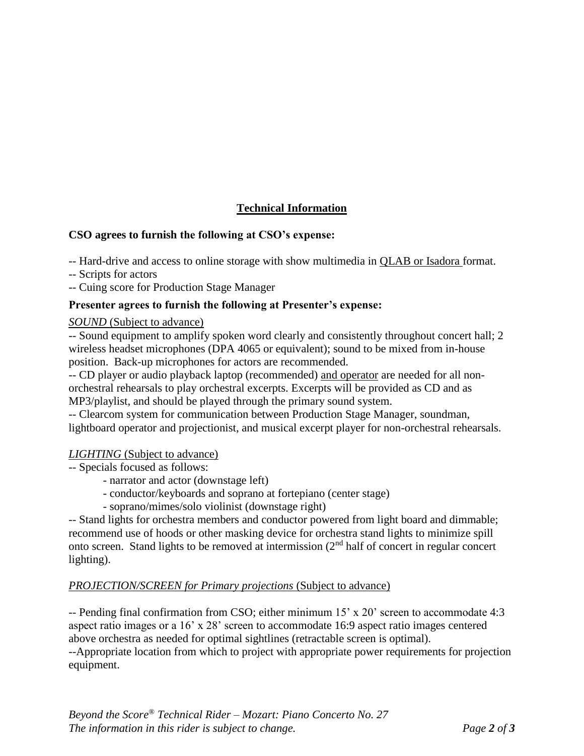## Technical Information

**CSO agrees to furnish the following at CSO's expense:**

-- Hard-drive and access to online storage with show multimedia in QLAB or Isadora format.
-- Scripts for actors
-- Cuing score for Production Stage Manager

**Presenter agrees to furnish the following at Presenter's expense:**

*SOUND* (Subject to advance)

-- Sound equipment to amplify spoken word clearly and consistently throughout concert hall; 2 wireless headset microphones (DPA 4065 or equivalent); sound to be mixed from in-house position. Back-up microphones for actors are recommended.
-- CD player or audio playback laptop (recommended) and operator are needed for all non-orchestral rehearsals to play orchestral excerpts. Excerpts will be provided as CD and as MP3/playlist, and should be played through the primary sound system.
-- Clearcom system for communication between Production Stage Manager, soundman, lightboard operator and projectionist, and musical excerpt player for non-orchestral rehearsals.

*LIGHTING* (Subject to advance)

-- Specials focused as follows:
- narrator and actor (downstage left)
- conductor/keyboards and soprano at fortepiano (center stage)
- soprano/mimes/solo violinist (downstage right)

-- Stand lights for orchestra members and conductor powered from light board and dimmable; recommend use of hoods or other masking device for orchestra stand lights to minimize spill onto screen. Stand lights to be removed at intermission (2nd half of concert in regular concert lighting).

*PROJECTION/SCREEN for Primary projections* (Subject to advance)

-- Pending final confirmation from CSO; either minimum 15' x 20' screen to accommodate 4:3 aspect ratio images or a 16' x 28' screen to accommodate 16:9 aspect ratio images centered above orchestra as needed for optimal sightlines (retractable screen is optimal).
--Appropriate location from which to project with appropriate power requirements for projection equipment.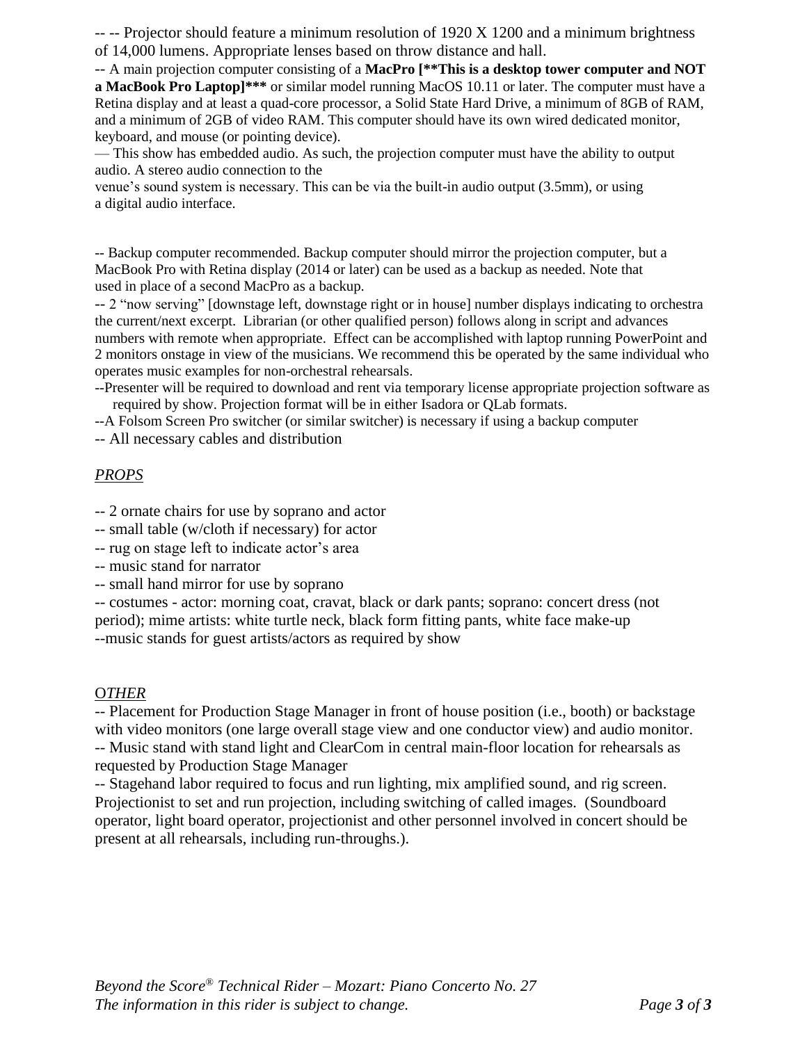-- -- Projector should feature a minimum resolution of 1920 X 1200 and a minimum brightness of 14,000 lumens. Appropriate lenses based on throw distance and hall.

-- A main projection computer consisting of a **MacPro [**This is a desktop tower computer and NOT a MacBook Pro Laptop]***** or similar model running MacOS 10.11 or later. The computer must have a Retina display and at least a quad-core processor, a Solid State Hard Drive, a minimum of 8GB of RAM, and a minimum of 2GB of video RAM. This computer should have its own wired dedicated monitor, keyboard, and mouse (or pointing device).

— This show has embedded audio. As such, the projection computer must have the ability to output audio. A stereo audio connection to the venue's sound system is necessary. This can be via the built-in audio output (3.5mm), or using a digital audio interface.

-- Backup computer recommended. Backup computer should mirror the projection computer, but a MacBook Pro with Retina display (2014 or later) can be used as a backup as needed. Note that used in place of a second MacPro as a backup.

-- 2 "now serving" [downstage left, downstage right or in house] number displays indicating to orchestra the current/next excerpt. Librarian (or other qualified person) follows along in script and advances numbers with remote when appropriate. Effect can be accomplished with laptop running PowerPoint and 2 monitors onstage in view of the musicians. We recommend this be operated by the same individual who operates music examples for non-orchestral rehearsals.

--Presenter will be required to download and rent via temporary license appropriate projection software as required by show. Projection format will be in either Isadora or QLab formats.

--A Folsom Screen Pro switcher (or similar switcher) is necessary if using a backup computer

-- All necessary cables and distribution

## *PROPS*

-- 2 ornate chairs for use by soprano and actor
-- small table (w/cloth if necessary) for actor
-- rug on stage left to indicate actor's area
-- music stand for narrator
-- small hand mirror for use by soprano
-- costumes - actor: morning coat, cravat, black or dark pants; soprano: concert dress (not period); mime artists: white turtle neck, black form fitting pants, white face make-up
--music stands for guest artists/actors as required by show

## *OTHER*

-- Placement for Production Stage Manager in front of house position (i.e., booth) or backstage with video monitors (one large overall stage view and one conductor view) and audio monitor.
-- Music stand with stand light and ClearCom in central main-floor location for rehearsals as requested by Production Stage Manager
-- Stagehand labor required to focus and run lighting, mix amplified sound, and rig screen. Projectionist to set and run projection, including switching of called images. (Soundboard operator, light board operator, projectionist and other personnel involved in concert should be present at all rehearsals, including run-throughs.).